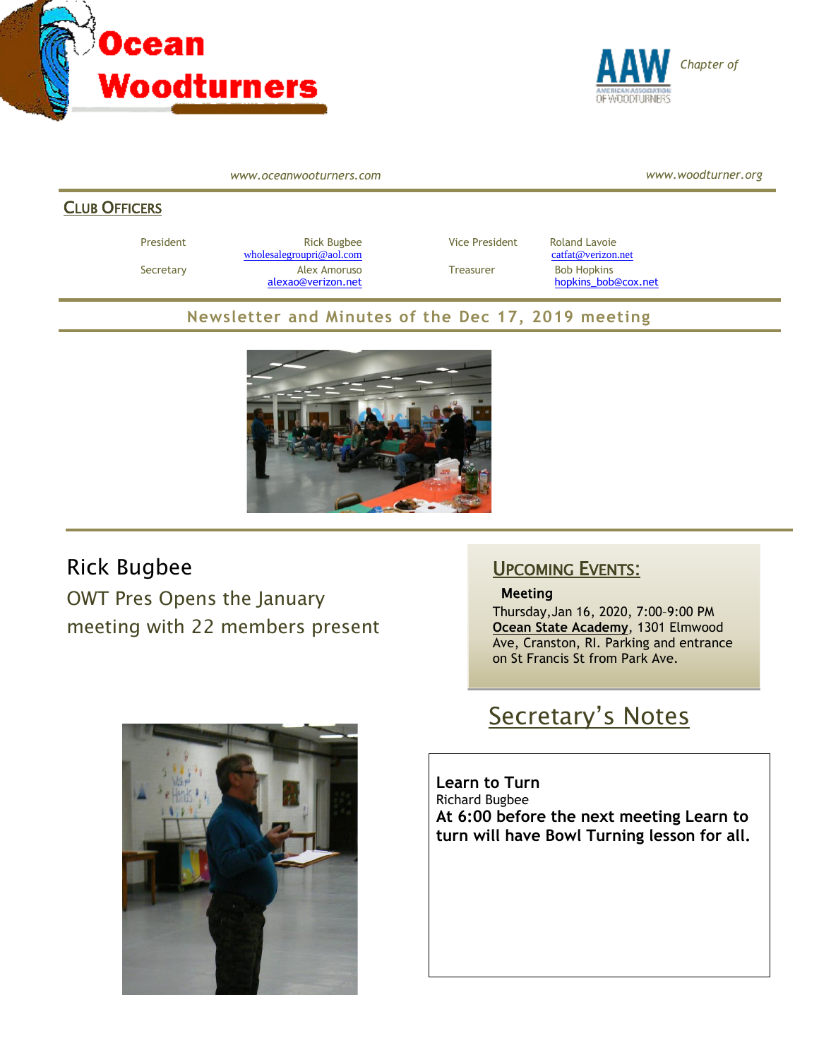# Ocean Woodturners

AAW *Chapter of*

*www.oceanwooturners.com* *www.woodturner.org*

## Club Officers

| | | | |
|---|---|---|---|
| President | Rick Bugbee wholesalegroupri@aol.com | Vice President | Roland Lavoie catfat@verizon.net |
| Secretary | Alex Amoruso alexao@verizon.net | Treasurer | Bob Hopkins hopkins_bob@cox.net |

## Newsletter and Minutes of the Dec 17, 2019 meeting

## Rick Bugbee

OWT Pres Opens the January meeting with 22 members present

## Upcoming Events:

**Meeting**

Thursday, Jan 16, 2020, 7:00–9:00 PM
**Ocean State Academy**, 1301 Elmwood Ave, Cranston, RI. Parking and entrance on St Francis St from Park Ave.

## Secretary's Notes

**Learn to Turn**

Richard Bugbee

**At 6:00 before the next meeting Learn to turn will have Bowl Turning lesson for all.**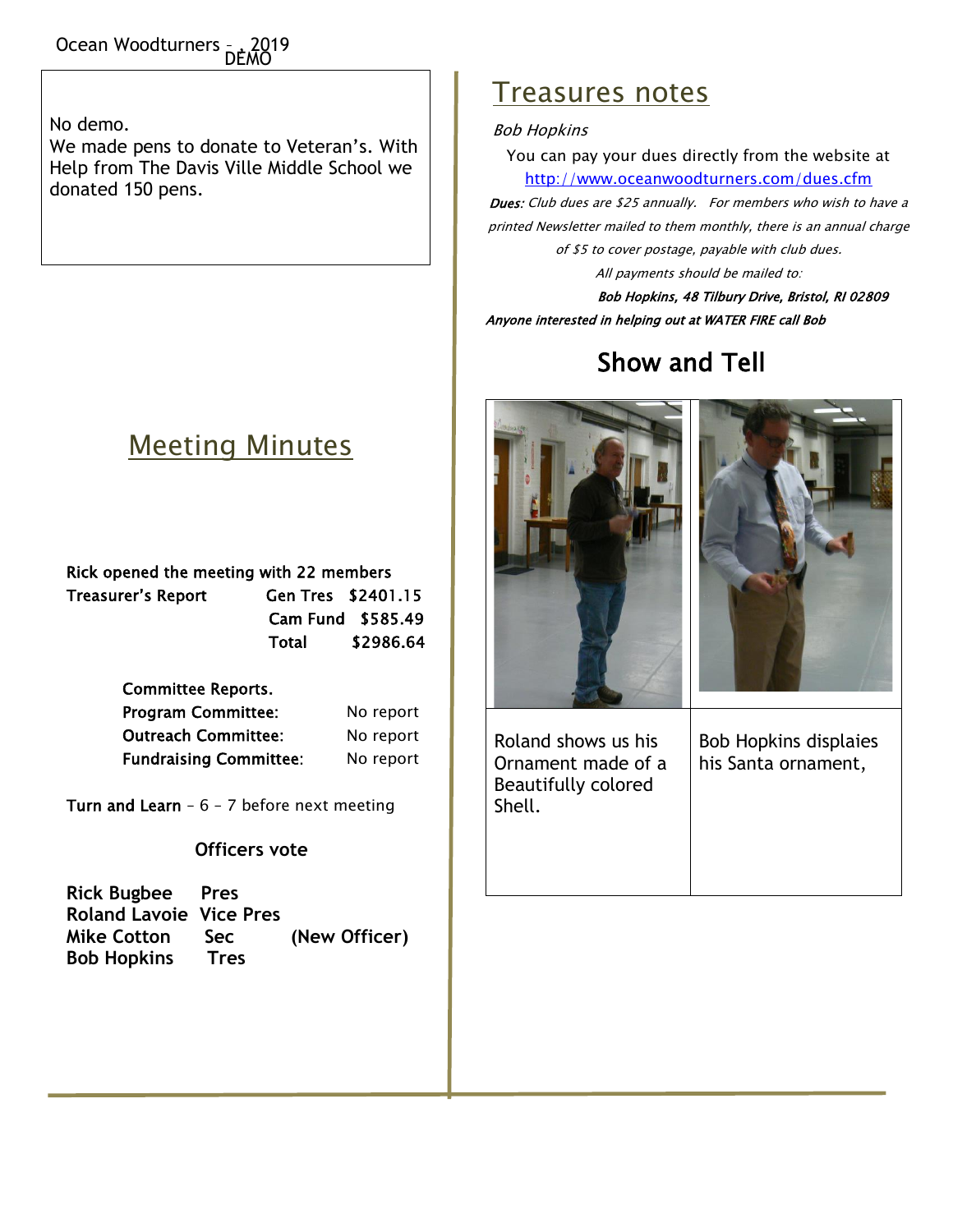DEMO

No demo.
We made pens to donate to Veteran's. With Help from The Davis Ville Middle School we donated 150 pens.

## Meeting Minutes

Rick opened the meeting with 22 members

| Treasurer's Report | | |
|---|---|---|
| | Gen Tres | $2401.15 |
| | Cam Fund | $585.49 |
| | Total | $2986.64 |

**Committee Reports.**

| | |
|---|---|
| **Program Committee:** | No report |
| **Outreach Committee:** | No report |
| **Fundraising Committee:** | No report |

**Turn and Learn** – 6 – 7 before next meeting

### Officers vote

| | | |
|---|---|---|
| **Rick Bugbee** | **Pres** | |
| **Roland Lavoie** | **Vice Pres** | |
| **Mike Cotton** | **Sec** | **(New Officer)** |
| **Bob Hopkins** | **Tres** | |

## Treasures notes

*Bob Hopkins*

You can pay your dues directly from the website at http://www.oceanwoodturners.com/dues.cfm

***Dues:*** *Club dues are $25 annually. For members who wish to have a printed Newsletter mailed to them monthly, there is an annual charge of $5 to cover postage, payable with club dues.*

*All payments should be mailed to:*

***Bob Hopkins, 48 Tilbury Drive, Bristol, RI 02809***

***Anyone interested in helping out at WATER FIRE call Bob***

## Show and Tell

| | |
|---|---|
| Roland shows us his Ornament made of a Beautifully colored Shell. | Bob Hopkins displaies his Santa ornament, |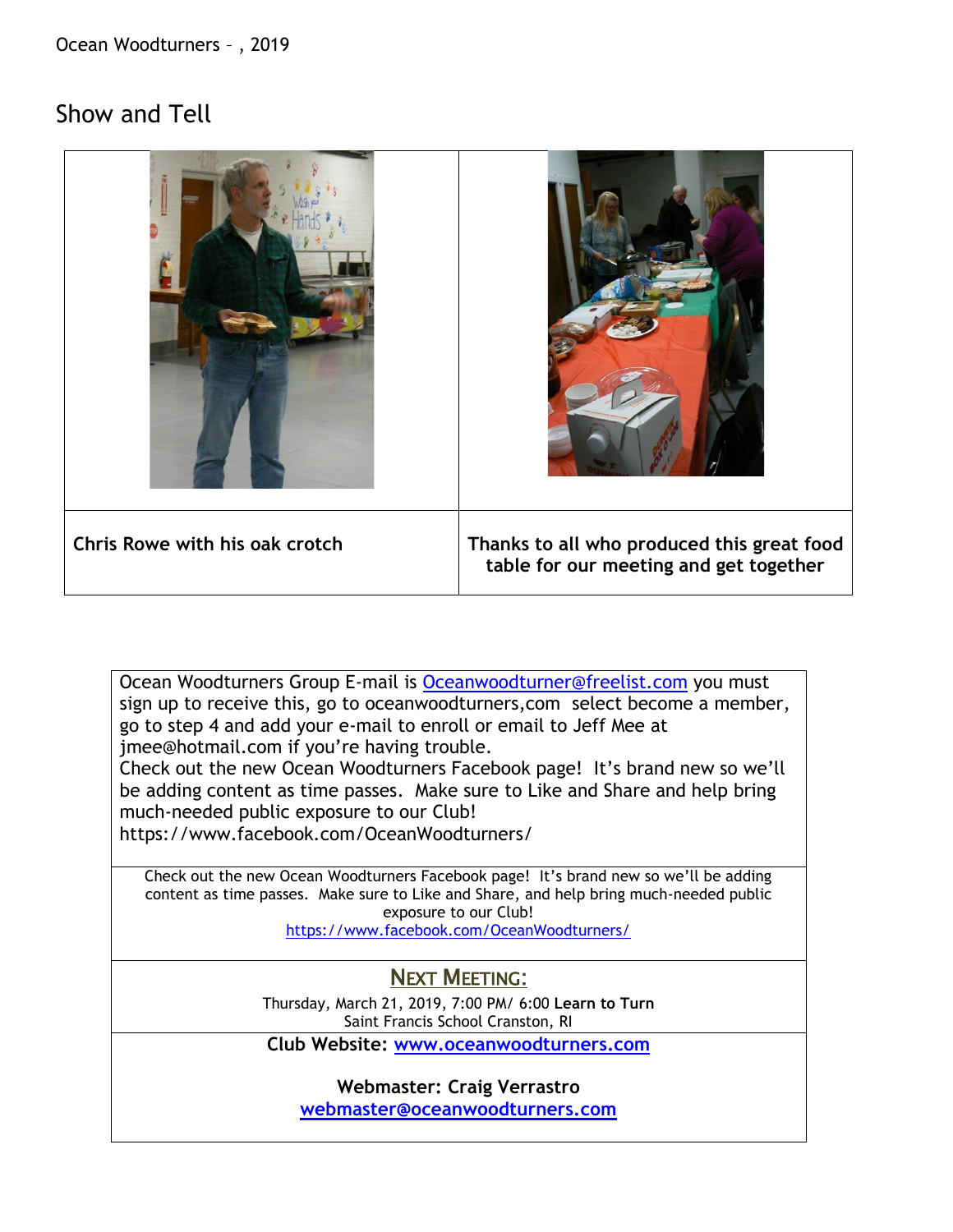## Show and Tell

| | |
|---|---|
| **Chris Rowe with his oak crotch** | **Thanks to all who produced this great food table for our meeting and get together** |

Ocean Woodturners Group E-mail is Oceanwoodturner@freelist.com you must sign up to receive this, go to oceanwoodturners,com select become a member, go to step 4 and add your e-mail to enroll or email to Jeff Mee at jmee@hotmail.com if you're having trouble.
Check out the new Ocean Woodturners Facebook page! It's brand new so we'll be adding content as time passes. Make sure to Like and Share and help bring much-needed public exposure to our Club!
https://www.facebook.com/OceanWoodturners/

Check out the new Ocean Woodturners Facebook page! It's brand new so we'll be adding content as time passes. Make sure to Like and Share, and help bring much-needed public exposure to our Club!
https://www.facebook.com/OceanWoodturners/

**NEXT MEETING:**

Thursday, March 21, 2019, 7:00 PM/ 6:00 **Learn to Turn**
Saint Francis School Cranston, RI

**Club Website: www.oceanwoodturners.com**

**Webmaster: Craig Verrastro**
**webmaster@oceanwoodturners.com**